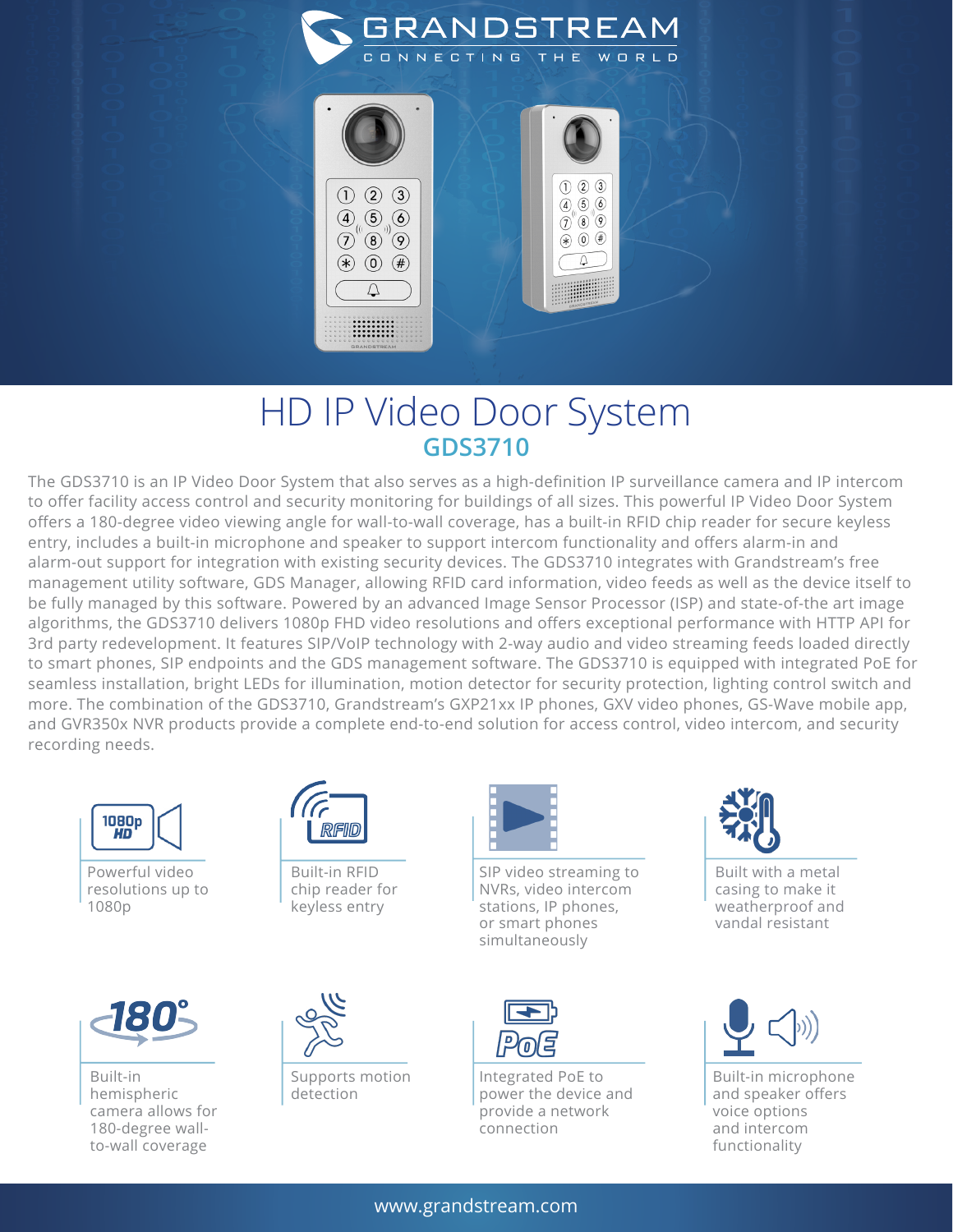# HD IP Video Door System

## GDS3710

The GDS3710 is an IP Video Door System that also serves as a high-definition IP surveillance camera and IP intercom to offer facility access control and security monitoring for buildings of all sizes. This powerful IP Video Door System offers a 180-degree video viewing angle for wall-to-wall coverage, has a built-in RFID chip reader for secure keyless entry, includes a built-in microphone and speaker to support intercom functionality and offers alarm-in and alarm-out support for integration with existing security devices. The GDS3710 integrates with Grandstream's free management utility software, GDS Manager, allowing RFID card information, video feeds as well as the device itself to be fully managed by this software. Powered by an advanced Image Sensor Processor (ISP) and state-of-the art image algorithms, the GDS3710 delivers 1080p FHD video resolutions and offers exceptional performance with HTTP API for 3rd party redevelopment. It features SIP/VoIP technology with 2-way audio and video streaming feeds loaded directly to smart phones, SIP endpoints and the GDS management software. The GDS3710 is equipped with integrated PoE for seamless installation, bright LEDs for illumination, motion detector for security protection, lighting control switch and more. The combination of the GDS3710, Grandstream's GXP21xx IP phones, GXV video phones, GS-Wave mobile app, and GVR350x NVR products provide a complete end-to-end solution for access control, video intercom, and security recording needs.

- Powerful video resolutions up to 1080p
- Built-in RFID chip reader for keyless entry
- SIP video streaming to NVRs, video intercom stations, IP phones, or smart phones simultaneously
- Built with a metal casing to make it weatherproof and vandal resistant
- Built-in hemispheric camera allows for 180-degree wall-to-wall coverage
- Supports motion detection
- Integrated PoE to power the device and provide a network connection
- Built-in microphone and speaker offers voice options and intercom functionality

www.grandstream.com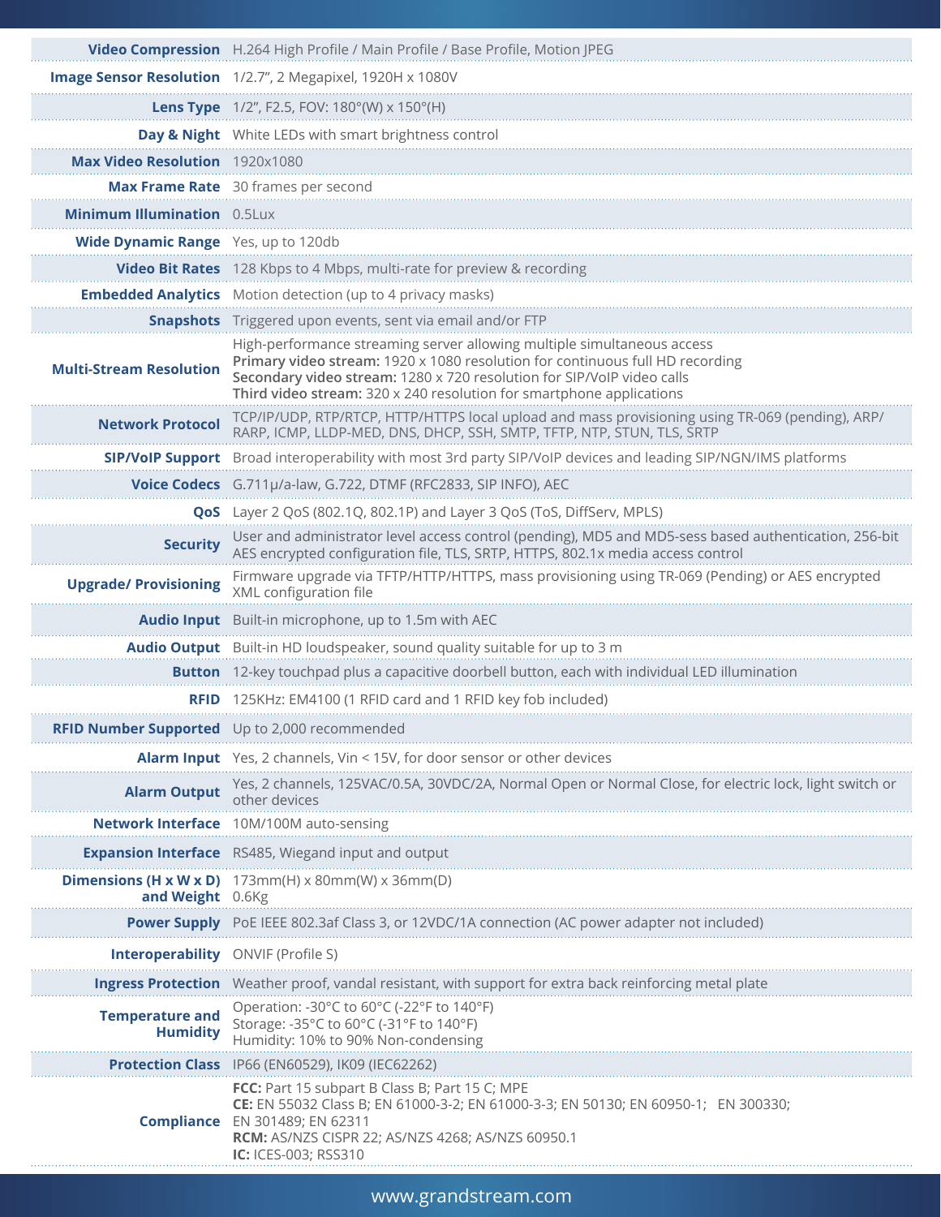| | |
|---|---|
| **Video Compression** | H.264 High Profile / Main Profile / Base Profile, Motion JPEG |
| **Image Sensor Resolution** | 1/2.7", 2 Megapixel, 1920H x 1080V |
| **Lens Type** | 1/2", F2.5, FOV: 180°(W) x 150°(H) |
| **Day & Night** | White LEDs with smart brightness control |
| **Max Video Resolution** | 1920x1080 |
| **Max Frame Rate** | 30 frames per second |
| **Minimum Illumination** | 0.5Lux |
| **Wide Dynamic Range** | Yes, up to 120db |
| **Video Bit Rates** | 128 Kbps to 4 Mbps, multi-rate for preview & recording |
| **Embedded Analytics** | Motion detection (up to 4 privacy masks) |
| **Snapshots** | Triggered upon events, sent via email and/or FTP |
| **Multi-Stream Resolution** | High-performance streaming server allowing multiple simultaneous access<br>**Primary video stream:** 1920 x 1080 resolution for continuous full HD recording<br>**Secondary video stream:** 1280 x 720 resolution for SIP/VoIP video calls<br>**Third video stream:** 320 x 240 resolution for smartphone applications |
| **Network Protocol** | TCP/IP/UDP, RTP/RTCP, HTTP/HTTPS local upload and mass provisioning using TR-069 (pending), ARP/RARP, ICMP, LLDP-MED, DNS, DHCP, SSH, SMTP, TFTP, NTP, STUN, TLS, SRTP |
| **SIP/VoIP Support** | Broad interoperability with most 3rd party SIP/VoIP devices and leading SIP/NGN/IMS platforms |
| **Voice Codecs** | G.711μ/a-law, G.722, DTMF (RFC2833, SIP INFO), AEC |
| **QoS** | Layer 2 QoS (802.1Q, 802.1P) and Layer 3 QoS (ToS, DiffServ, MPLS) |
| **Security** | User and administrator level access control (pending), MD5 and MD5-sess based authentication, 256-bit AES encrypted configuration file, TLS, SRTP, HTTPS, 802.1x media access control |
| **Upgrade/ Provisioning** | Firmware upgrade via TFTP/HTTP/HTTPS, mass provisioning using TR-069 (Pending) or AES encrypted XML configuration file |
| **Audio Input** | Built-in microphone, up to 1.5m with AEC |
| **Audio Output** | Built-in HD loudspeaker, sound quality suitable for up to 3 m |
| **Button** | 12-key touchpad plus a capacitive doorbell button, each with individual LED illumination |
| **RFID** | 125KHz: EM4100 (1 RFID card and 1 RFID key fob included) |
| **RFID Number Supported** | Up to 2,000 recommended |
| **Alarm Input** | Yes, 2 channels, Vin < 15V, for door sensor or other devices |
| **Alarm Output** | Yes, 2 channels, 125VAC/0.5A, 30VDC/2A, Normal Open or Normal Close, for electric lock, light switch or other devices |
| **Network Interface** | 10M/100M auto-sensing |
| **Expansion Interface** | RS485, Wiegand input and output |
| **Dimensions (H x W x D) and Weight** | 173mm(H) x 80mm(W) x 36mm(D)<br>0.6Kg |
| **Power Supply** | PoE IEEE 802.3af Class 3, or 12VDC/1A connection (AC power adapter not included) |
| **Interoperability** | ONVIF (Profile S) |
| **Ingress Protection** | Weather proof, vandal resistant, with support for extra back reinforcing metal plate |
| **Temperature and Humidity** | Operation: -30°C to 60°C (-22°F to 140°F)<br>Storage: -35°C to 60°C (-31°F to 140°F)<br>Humidity: 10% to 90% Non-condensing |
| **Protection Class** | IP66 (EN60529), IK09 (IEC62262) |
| **Compliance** | **FCC:** Part 15 subpart B Class B; Part 15 C; MPE<br>**CE:** EN 55032 Class B; EN 61000-3-2; EN 61000-3-3; EN 50130; EN 60950-1; EN 300330; EN 301489; EN 62311<br>**RCM:** AS/NZS CISPR 22; AS/NZS 4268; AS/NZS 60950.1<br>**IC:** ICES-003; RSS310 |

www.grandstream.com